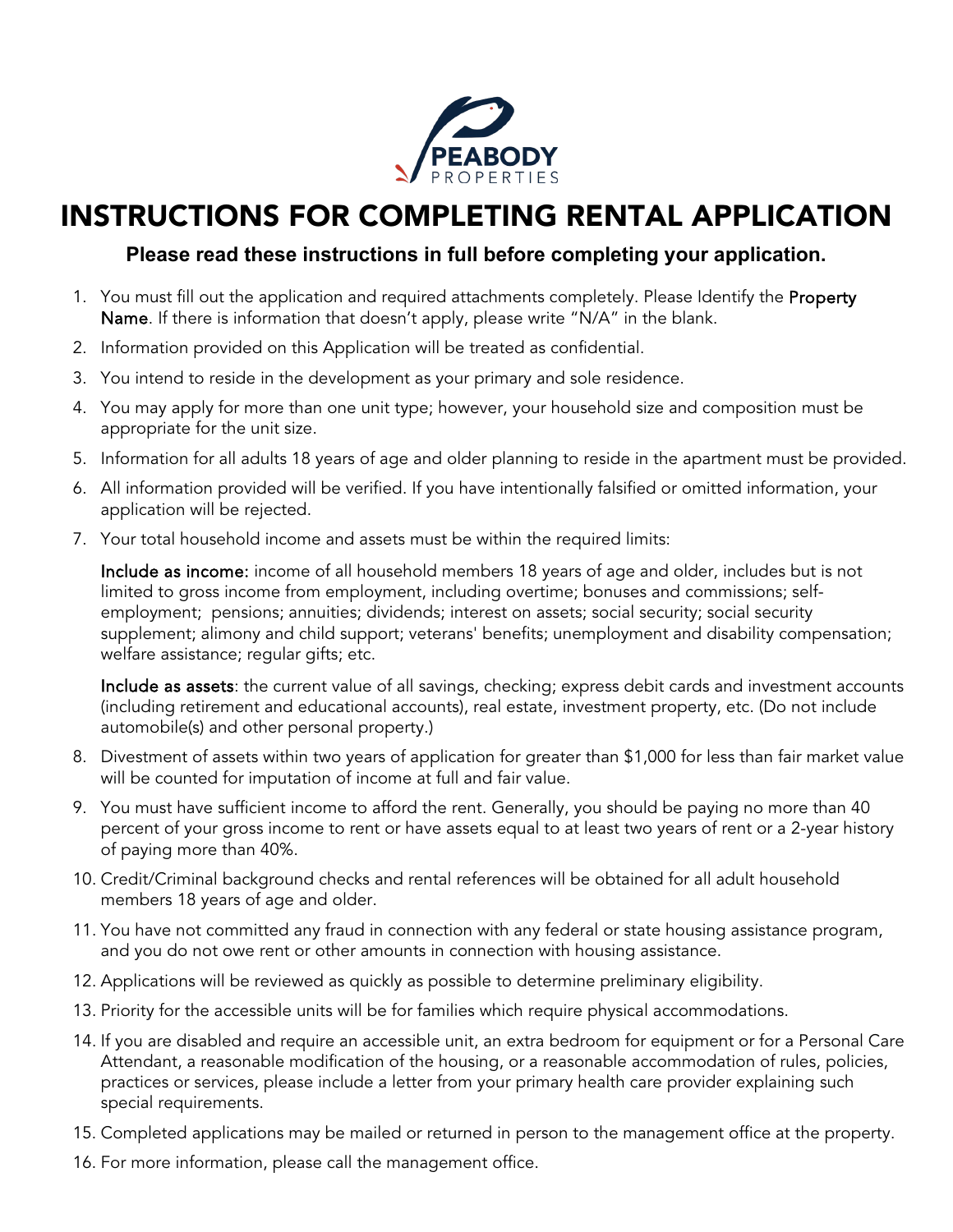PEABODY PROPERTIES

# INSTRUCTIONS FOR COMPLETING RENTAL APPLICATION

**Please read these instructions in full before completing your application.**

1. You must fill out the application and required attachments completely. Please Identify the **Property Name**. If there is information that doesn't apply, please write "N/A" in the blank.
2. Information provided on this Application will be treated as confidential.
3. You intend to reside in the development as your primary and sole residence.
4. You may apply for more than one unit type; however, your household size and composition must be appropriate for the unit size.
5. Information for all adults 18 years of age and older planning to reside in the apartment must be provided.
6. All information provided will be verified. If you have intentionally falsified or omitted information, your application will be rejected.
7. Your total household income and assets must be within the required limits:

   **Include as income:** income of all household members 18 years of age and older, includes but is not limited to gross income from employment, including overtime; bonuses and commissions; self-employment; pensions; annuities; dividends; interest on assets; social security; social security supplement; alimony and child support; veterans' benefits; unemployment and disability compensation; welfare assistance; regular gifts; etc.

   **Include as assets**: the current value of all savings, checking; express debit cards and investment accounts (including retirement and educational accounts), real estate, investment property, etc. (Do not include automobile(s) and other personal property.)
8. Divestment of assets within two years of application for greater than $1,000 for less than fair market value will be counted for imputation of income at full and fair value.
9. You must have sufficient income to afford the rent. Generally, you should be paying no more than 40 percent of your gross income to rent or have assets equal to at least two years of rent or a 2-year history of paying more than 40%.
10. Credit/Criminal background checks and rental references will be obtained for all adult household members 18 years of age and older.
11. You have not committed any fraud in connection with any federal or state housing assistance program, and you do not owe rent or other amounts in connection with housing assistance.
12. Applications will be reviewed as quickly as possible to determine preliminary eligibility.
13. Priority for the accessible units will be for families which require physical accommodations.
14. If you are disabled and require an accessible unit, an extra bedroom for equipment or for a Personal Care Attendant, a reasonable modification of the housing, or a reasonable accommodation of rules, policies, practices or services, please include a letter from your primary health care provider explaining such special requirements.
15. Completed applications may be mailed or returned in person to the management office at the property.
16. For more information, please call the management office.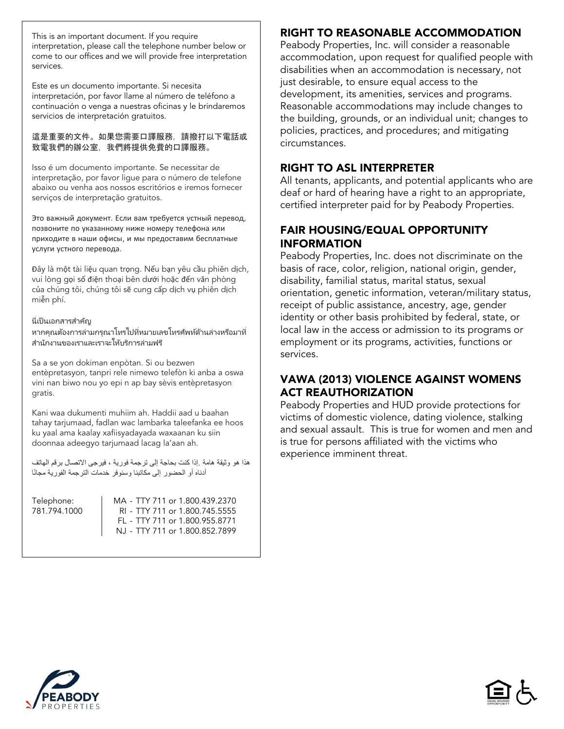This is an important document. If you require interpretation, please call the telephone number below or come to our offices and we will provide free interpretation services.

Este es un documento importante. Si necesita interpretación, por favor llame al número de teléfono a continuación o venga a nuestras oficinas y le brindaremos servicios de interpretación gratuitos.

這是重要的文件。如果您需要口譯服務，請撥打以下電話或致電我們的辦公室，我們將提供免費的口譯服務。

Isso é um documento importante. Se necessitar de interpretação, por favor ligue para o número de telefone abaixo ou venha aos nossos escritórios e iremos fornecer serviços de interpretação gratuitos.

Это важный документ. Если вам требуется устный перевод, позвоните по указанному ниже номеру телефона или приходите в наши офисы, и мы предоставим бесплатные услуги устного перевода.

Đây là một tài liệu quan trọng. Nếu bạn yêu cầu phiên dịch, vui lòng gọi số điện thoại bên dưới hoặc đến văn phòng của chúng tôi, chúng tôi sẽ cung cấp dịch vụ phiên dịch miễn phí.

นี่เป็นเอกสารสำคัญ
หากคุณต้องการล่ามกรุณาโทรไปที่หมายเลขโทรศัพท์ด้านล่างหรือมาที่สำนักงานของเราและเราจะให้บริการล่ามฟรี

Sa a se yon dokiman enpòtan. Si ou bezwen entèpretasyon, tanpri rele nimewo telefòn ki anba a oswa vini nan biwo nou yo epi n ap bay sèvis entèpretasyon gratis.

Kani waa dukumenti muhiim ah. Haddii aad u baahan tahay tarjumaad, fadlan wac lambarka taleefanka ee hoos ku yaal ama kaalay xafiisyadayada waxaanan ku siin doonnaa adeegyo tarjumaad lacag la'aan ah.

هذا هو وثيقة هامة .إذا كنت بحاجة إلى ترجمة فورية ، فيرجى الاتصال برقم الهاتف أدناه أو الحضور إلى مكاتبنا وسنوفر خدمات الترجمة الفورية مجانًا

Telephone: 781.794.1000

MA - TTY 711 or 1.800.439.2370
RI - TTY 711 or 1.800.745.5555
FL - TTY 711 or 1.800.955.8771
NJ - TTY 711 or 1.800.852.7899

## RIGHT TO REASONABLE ACCOMMODATION

Peabody Properties, Inc. will consider a reasonable accommodation, upon request for qualified people with disabilities when an accommodation is necessary, not just desirable, to ensure equal access to the development, its amenities, services and programs. Reasonable accommodations may include changes to the building, grounds, or an individual unit; changes to policies, practices, and procedures; and mitigating circumstances.

## RIGHT TO ASL INTERPRETER

All tenants, applicants, and potential applicants who are deaf or hard of hearing have a right to an appropriate, certified interpreter paid for by Peabody Properties.

## FAIR HOUSING/EQUAL OPPORTUNITY INFORMATION

Peabody Properties, Inc. does not discriminate on the basis of race, color, religion, national origin, gender, disability, familial status, marital status, sexual orientation, genetic information, veteran/military status, receipt of public assistance, ancestry, age, gender identity or other basis prohibited by federal, state, or local law in the access or admission to its programs or employment or its programs, activities, functions or services.

## VAWA (2013) VIOLENCE AGAINST WOMENS ACT REAUTHORIZATION

Peabody Properties and HUD provide protections for victims of domestic violence, dating violence, stalking and sexual assault. This is true for women and men and is true for persons affiliated with the victims who experience imminent threat.

PEABODY PROPERTIES

EQUAL HOUSING OPPORTUNITY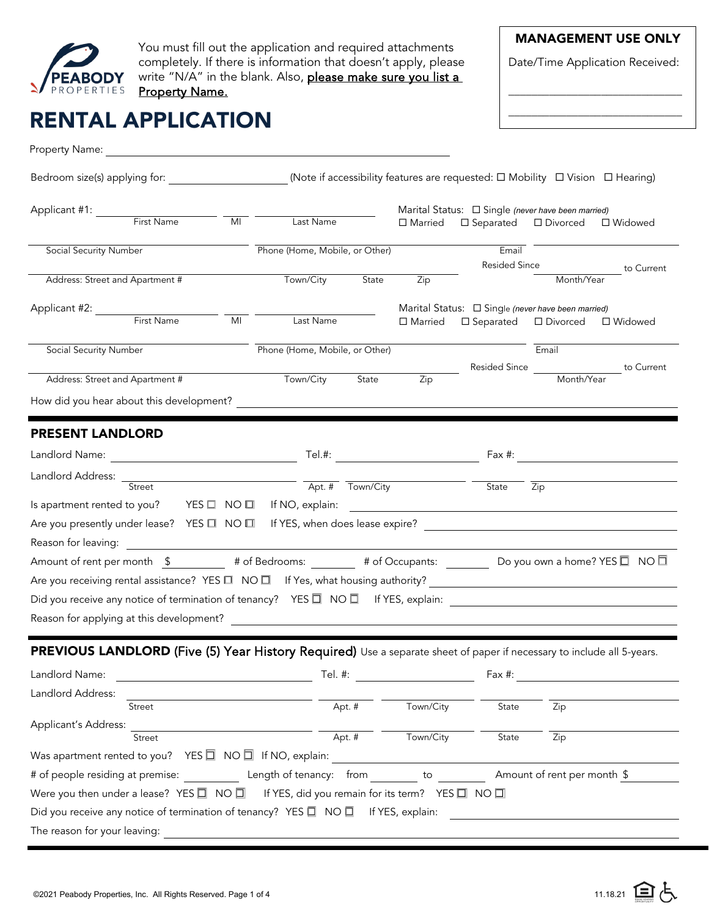PEABODY PROPERTIES

You must fill out the application and required attachments completely. If there is information that doesn't apply, please write "N/A" in the blank. Also, please make sure you list a Property Name.

**MANAGEMENT USE ONLY**

Date/Time Application Received:

______________________________

______________________________

# RENTAL APPLICATION

Property Name: ______________________________

Bedroom size(s) applying for: ____________ (Note if accessibility features are requested: ☐ Mobility ☐ Vision ☐ Hearing)

Applicant #1: ____________ First Name ____ MI ____________ Last Name

Marital Status: ☐ Single *(never have been married)* ☐ Married ☐ Separated ☐ Divorced ☐ Widowed

____________ Social Security Number ____________ Phone (Home, Mobile, or Other) ____________ Email

____________ Address: Street and Apartment # ____ Town/City ____ State ____ Zip

Resided Since ____________ Month/Year to Current

Applicant #2: ____________ First Name ____ MI ____________ Last Name

Marital Status: ☐ Single *(never have been married)* ☐ Married ☐ Separated ☐ Divorced ☐ Widowed

____________ Social Security Number ____________ Phone (Home, Mobile, or Other) ____________ Email

____________ Address: Street and Apartment # ____ Town/City ____ State ____ Zip

Resided Since ____________ Month/Year to Current

How did you hear about this development? ______________________________

## PRESENT LANDLORD

Landlord Name: ____________ Tel.#: ____________ Fax #: ____________

Landlord Address: ____________ Street ____ Apt. # ____ Town/City ____ State ____ Zip

Is apartment rented to you? YES ☐ NO ☐ If NO, explain: ______________________________

Are you presently under lease? YES ☐ NO ☐ If YES, when does lease expire? ______________________________

Reason for leaving: ______________________________

Amount of rent per month $ ________ # of Bedrooms: ________ # of Occupants: ________ Do you own a home? YES ☐ NO ☐

Are you receiving rental assistance? YES ☐ NO ☐ If Yes, what housing authority? ______________________________

Did you receive any notice of termination of tenancy? YES ☐ NO ☐ If YES, explain: ______________________________

Reason for applying at this development? ______________________________

## PREVIOUS LANDLORD (Five (5) Year History Required)

Use a separate sheet of paper if necessary to include all 5-years.

Landlord Name: ____________ Tel. #: ____________ Fax #: ____________

Landlord Address: ____________ Street ____ Apt. # ____ Town/City ____ State ____ Zip

Applicant's Address: ____________ Street ____ Apt. # ____ Town/City ____ State ____ Zip

Was apartment rented to you? YES ☐ NO ☐ If NO, explain: ______________________________

# of people residing at premise: ________ Length of tenancy: from ________ to ________ Amount of rent per month $ ________

Were you then under a lease? YES ☐ NO ☐ If YES, did you remain for its term? YES ☐ NO ☐

Did you receive any notice of termination of tenancy? YES ☐ NO ☐ If YES, explain: ______________________________

The reason for your leaving: ______________________________

©2021 Peabody Properties, Inc. All Rights Reserved. 11.18.21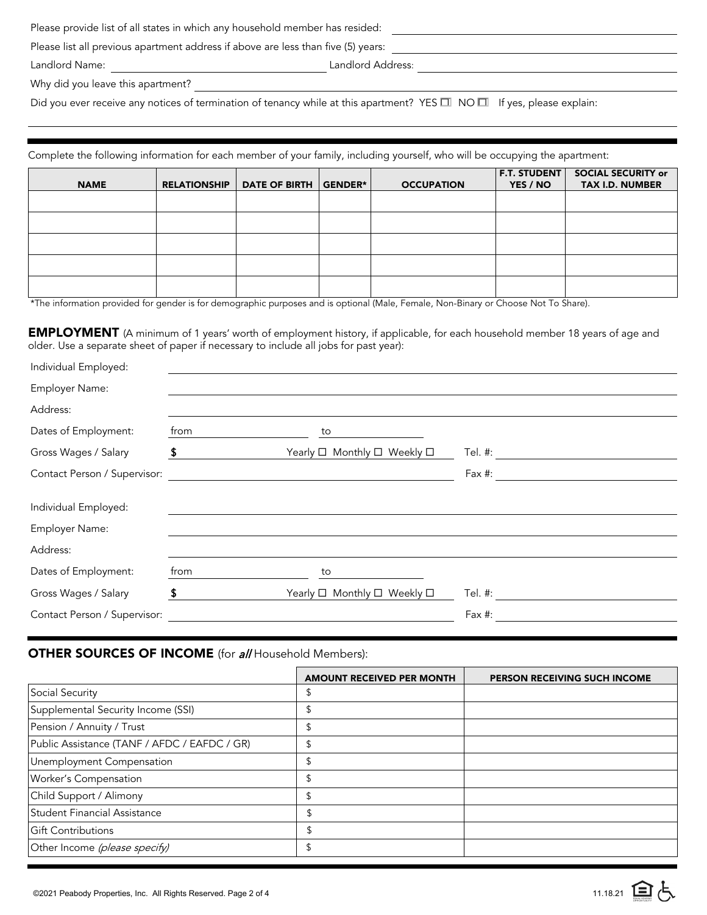Please provide list of all states in which any household member has resided: ____________________

Please list all previous apartment address if above are less than five (5) years: ____________________

Landlord Name: ____________________ Landlord Address: ____________________

Why did you leave this apartment? ____________________

Did you ever receive any notices of termination of tenancy while at this apartment? YES ☐ NO ☐ If yes, please explain:

____________________

Complete the following information for each member of your family, including yourself, who will be occupying the apartment:

| NAME | RELATIONSHIP | DATE OF BIRTH | GENDER* | OCCUPATION | F.T. STUDENT YES / NO | SOCIAL SECURITY or TAX I.D. NUMBER |
|---|---|---|---|---|---|---|
| | | | | | | |
| | | | | | | |
| | | | | | | |
| | | | | | | |
| | | | | | | |

*The information provided for gender is for demographic purposes and is optional (Male, Female, Non-Binary or Choose Not To Share).

## EMPLOYMENT

(A minimum of 1 years' worth of employment history, if applicable, for each household member 18 years of age and older. Use a separate sheet of paper if necessary to include all jobs for past year):

Individual Employed: ____________________

Employer Name: ____________________

Address: ____________________

Dates of Employment: from ____________________ to ____________________

Gross Wages / Salary $ ____________________ Yearly ☐ Monthly ☐ Weekly ☐ Tel. #: ____________________

Contact Person / Supervisor: ____________________ Fax #: ____________________

Individual Employed: ____________________

Employer Name: ____________________

Address: ____________________

Dates of Employment: from ____________________ to ____________________

Gross Wages / Salary $ ____________________ Yearly ☐ Monthly ☐ Weekly ☐ Tel. #: ____________________

Contact Person / Supervisor: ____________________ Fax #: ____________________

## OTHER SOURCES OF INCOME (for *all* Household Members):

| | AMOUNT RECEIVED PER MONTH | PERSON RECEIVING SUCH INCOME |
|---|---|---|
| Social Security | $ | |
| Supplemental Security Income (SSI) | $ | |
| Pension / Annuity / Trust | $ | |
| Public Assistance (TANF / AFDC / EAFDC / GR) | $ | |
| Unemployment Compensation | $ | |
| Worker's Compensation | $ | |
| Child Support / Alimony | $ | |
| Student Financial Assistance | $ | |
| Gift Contributions | $ | |
| Other Income *(please specify)* | $ | |

©2021 Peabody Properties, Inc. All Rights Reserved. 11.18.21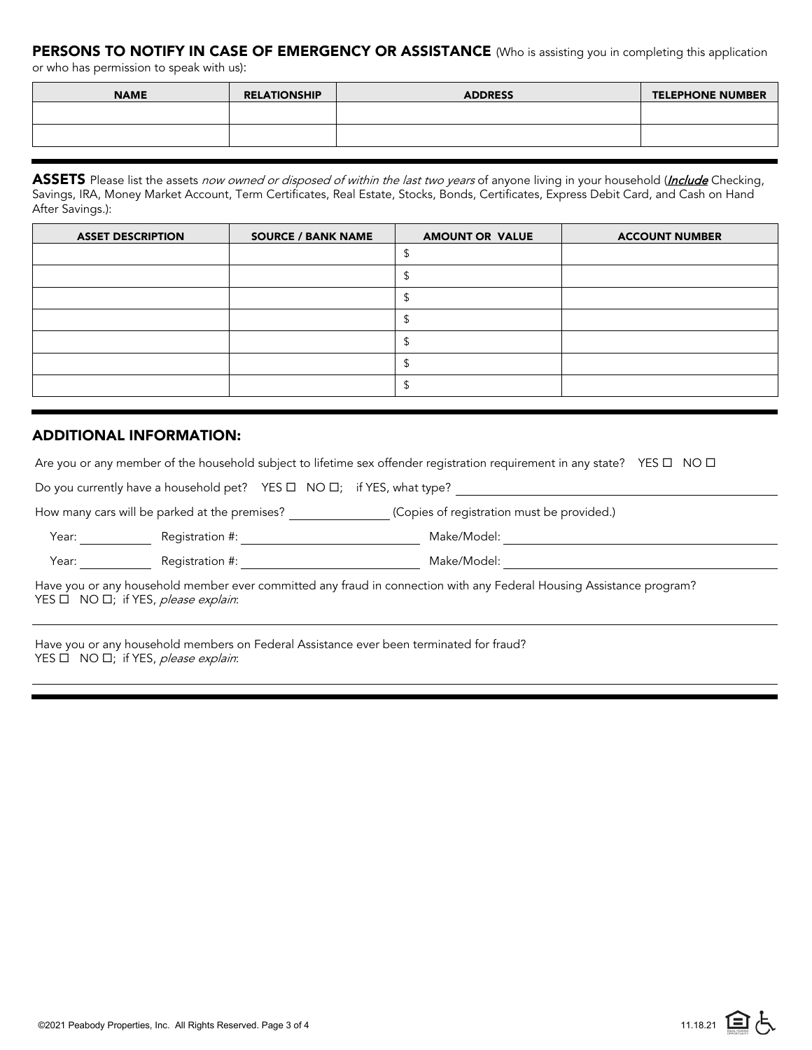## PERSONS TO NOTIFY IN CASE OF EMERGENCY OR ASSISTANCE (Who is assisting you in completing this application or who has permission to speak with us):

| NAME | RELATIONSHIP | ADDRESS | TELEPHONE NUMBER |
|---|---|---|---|
| | | | |
| | | | |

## ASSETS

Please list the assets *now owned or disposed of within the last two years* of anyone living in your household (***Include*** Checking, Savings, IRA, Money Market Account, Term Certificates, Real Estate, Stocks, Bonds, Certificates, Express Debit Card, and Cash on Hand After Savings.):

| ASSET DESCRIPTION | SOURCE / BANK NAME | AMOUNT OR VALUE | ACCOUNT NUMBER |
|---|---|---|---|
| | | $ | |
| | | $ | |
| | | $ | |
| | | $ | |
| | | $ | |
| | | $ | |
| | | $ | |

## ADDITIONAL INFORMATION:

Are you or any member of the household subject to lifetime sex offender registration requirement in any state? YES ☐ NO ☐

Do you currently have a household pet? YES ☐ NO ☐; if YES, what type? ____________________

How many cars will be parked at the premises? __________ (Copies of registration must be provided.)

Year: __________ Registration #: ____________________ Make/Model: ____________________

Year: __________ Registration #: ____________________ Make/Model: ____________________

Have you or any household member ever committed any fraud in connection with any Federal Housing Assistance program?
YES ☐ NO ☐; if YES, *please explain*:

____________________

Have you or any household members on Federal Assistance ever been terminated for fraud?
YES ☐ NO ☐; if YES, *please explain*:

____________________

©2021 Peabody Properties, Inc. All Rights Reserved. 11.18.21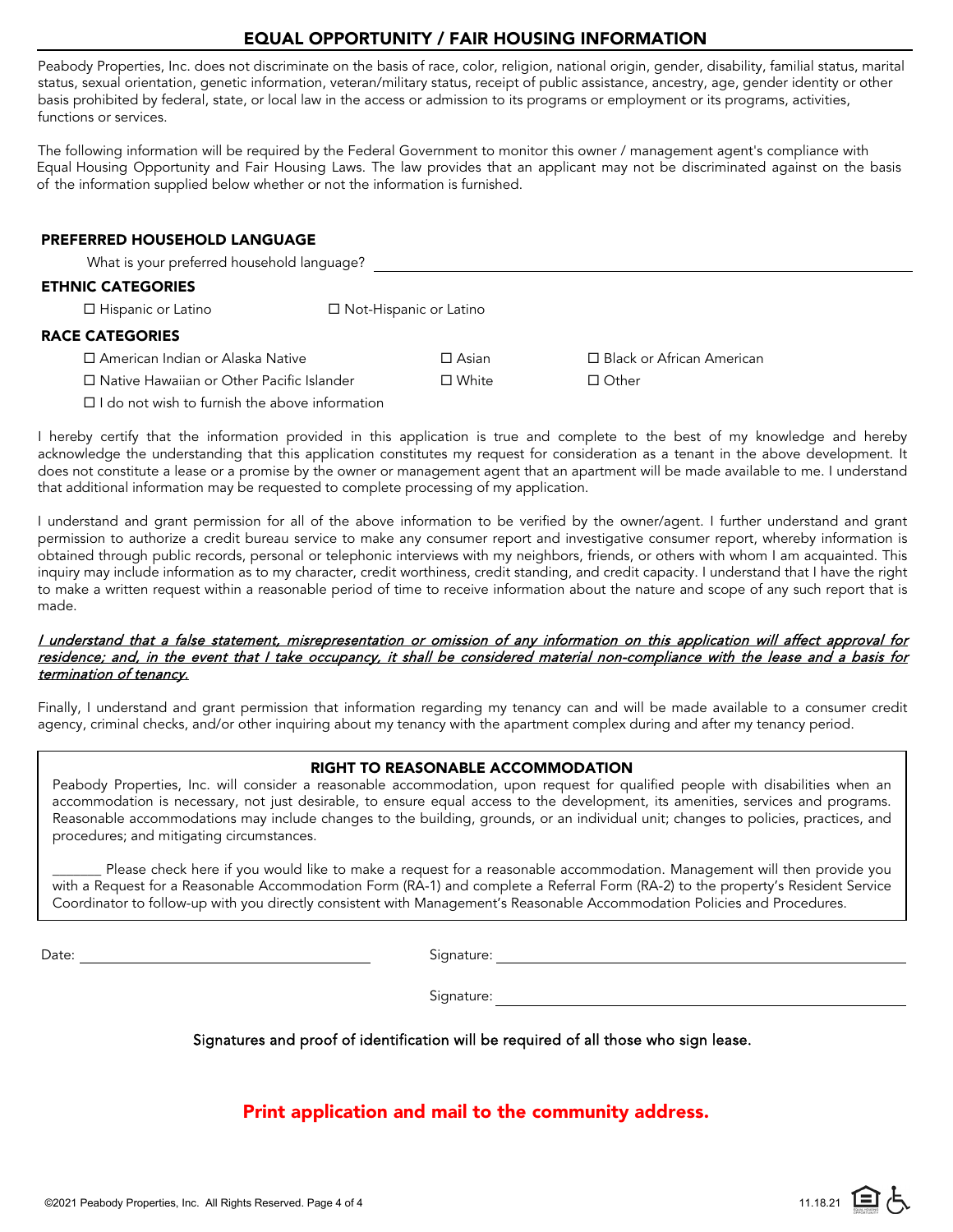## EQUAL OPPORTUNITY / FAIR HOUSING INFORMATION

Peabody Properties, Inc. does not discriminate on the basis of race, color, religion, national origin, gender, disability, familial status, marital status, sexual orientation, genetic information, veteran/military status, receipt of public assistance, ancestry, age, gender identity or other basis prohibited by federal, state, or local law in the access or admission to its programs or employment or its programs, activities, functions or services.

The following information will be required by the Federal Government to monitor this owner / management agent's compliance with Equal Housing Opportunity and Fair Housing Laws. The law provides that an applicant may not be discriminated against on the basis of the information supplied below whether or not the information is furnished.

**PREFERRED HOUSEHOLD LANGUAGE**

What is your preferred household language? ______________________________

**ETHNIC CATEGORIES**

☐ Hispanic or Latino ☐ Not-Hispanic or Latino

**RACE CATEGORIES**

☐ American Indian or Alaska Native ☐ Asian ☐ Black or African American

☐ Native Hawaiian or Other Pacific Islander ☐ White ☐ Other

☐ I do not wish to furnish the above information

I hereby certify that the information provided in this application is true and complete to the best of my knowledge and hereby acknowledge the understanding that this application constitutes my request for consideration as a tenant in the above development. It does not constitute a lease or a promise by the owner or management agent that an apartment will be made available to me. I understand that additional information may be requested to complete processing of my application.

I understand and grant permission for all of the above information to be verified by the owner/agent. I further understand and grant permission to authorize a credit bureau service to make any consumer report and investigative consumer report, whereby information is obtained through public records, personal or telephonic interviews with my neighbors, friends, or others with whom I am acquainted. This inquiry may include information as to my character, credit worthiness, credit standing, and credit capacity. I understand that I have the right to make a written request within a reasonable period of time to receive information about the nature and scope of any such report that is made.

*I understand that a false statement, misrepresentation or omission of any information on this application will affect approval for residence; and, in the event that I take occupancy, it shall be considered material non-compliance with the lease and a basis for termination of tenancy.*

Finally, I understand and grant permission that information regarding my tenancy can and will be made available to a consumer credit agency, criminal checks, and/or other inquiring about my tenancy with the apartment complex during and after my tenancy period.

**RIGHT TO REASONABLE ACCOMMODATION**

Peabody Properties, Inc. will consider a reasonable accommodation, upon request for qualified people with disabilities when an accommodation is necessary, not just desirable, to ensure equal access to the development, its amenities, services and programs. Reasonable accommodations may include changes to the building, grounds, or an individual unit; changes to policies, practices, and procedures; and mitigating circumstances.

_______ Please check here if you would like to make a request for a reasonable accommodation. Management will then provide you with a Request for a Reasonable Accommodation Form (RA-1) and complete a Referral Form (RA-2) to the property's Resident Service Coordinator to follow-up with you directly consistent with Management's Reasonable Accommodation Policies and Procedures.

Date: ______________________ Signature: ______________________________

Signature: ______________________________

Signatures and proof of identification will be required of all those who sign lease.

**Print application and mail to the community address.**

©2021 Peabody Properties, Inc. All Rights Reserved.

11.18.21